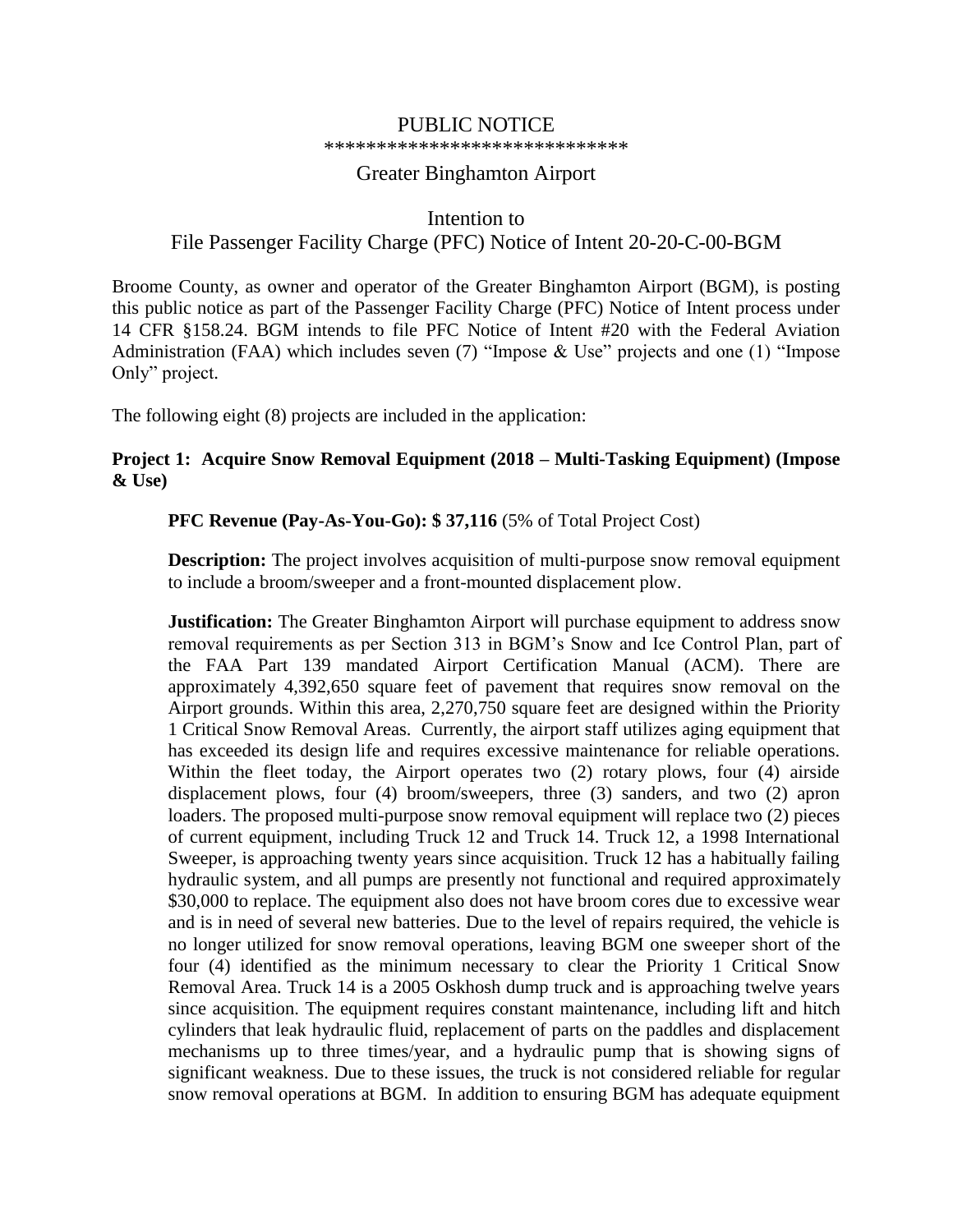# PUBLIC NOTICE

*****************************

## Greater Binghamton Airport

## Intention to
## File Passenger Facility Charge (PFC) Notice of Intent 20-20-C-00-BGM

Broome County, as owner and operator of the Greater Binghamton Airport (BGM), is posting this public notice as part of the Passenger Facility Charge (PFC) Notice of Intent process under 14 CFR §158.24. BGM intends to file PFC Notice of Intent #20 with the Federal Aviation Administration (FAA) which includes seven (7) "Impose & Use" projects and one (1) "Impose Only" project.

The following eight (8) projects are included in the application:

**Project 1: Acquire Snow Removal Equipment (2018 – Multi-Tasking Equipment) (Impose & Use)**

**PFC Revenue (Pay-As-You-Go): $ 37,116** (5% of Total Project Cost)

**Description:** The project involves acquisition of multi-purpose snow removal equipment to include a broom/sweeper and a front-mounted displacement plow.

**Justification:** The Greater Binghamton Airport will purchase equipment to address snow removal requirements as per Section 313 in BGM's Snow and Ice Control Plan, part of the FAA Part 139 mandated Airport Certification Manual (ACM). There are approximately 4,392,650 square feet of pavement that requires snow removal on the Airport grounds. Within this area, 2,270,750 square feet are designed within the Priority 1 Critical Snow Removal Areas. Currently, the airport staff utilizes aging equipment that has exceeded its design life and requires excessive maintenance for reliable operations. Within the fleet today, the Airport operates two (2) rotary plows, four (4) airside displacement plows, four (4) broom/sweepers, three (3) sanders, and two (2) apron loaders. The proposed multi-purpose snow removal equipment will replace two (2) pieces of current equipment, including Truck 12 and Truck 14. Truck 12, a 1998 International Sweeper, is approaching twenty years since acquisition. Truck 12 has a habitually failing hydraulic system, and all pumps are presently not functional and required approximately $30,000 to replace. The equipment also does not have broom cores due to excessive wear and is in need of several new batteries. Due to the level of repairs required, the vehicle is no longer utilized for snow removal operations, leaving BGM one sweeper short of the four (4) identified as the minimum necessary to clear the Priority 1 Critical Snow Removal Area. Truck 14 is a 2005 Oskhosh dump truck and is approaching twelve years since acquisition. The equipment requires constant maintenance, including lift and hitch cylinders that leak hydraulic fluid, replacement of parts on the paddles and displacement mechanisms up to three times/year, and a hydraulic pump that is showing signs of significant weakness. Due to these issues, the truck is not considered reliable for regular snow removal operations at BGM. In addition to ensuring BGM has adequate equipment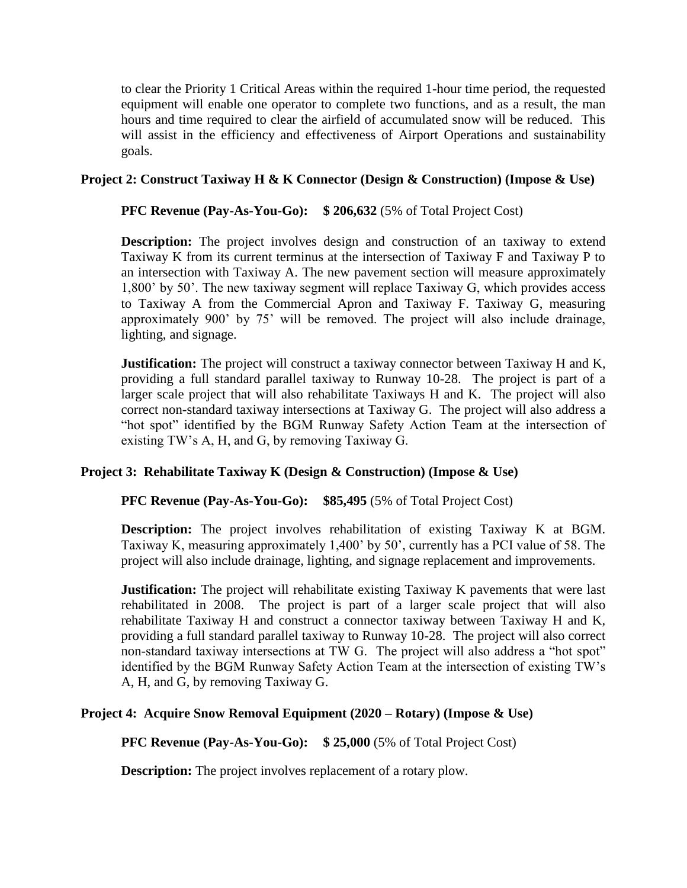to clear the Priority 1 Critical Areas within the required 1-hour time period, the requested equipment will enable one operator to complete two functions, and as a result, the man hours and time required to clear the airfield of accumulated snow will be reduced. This will assist in the efficiency and effectiveness of Airport Operations and sustainability goals.

**Project 2: Construct Taxiway H & K Connector (Design & Construction) (Impose & Use)**

**PFC Revenue (Pay-As-You-Go): $ 206,632** (5% of Total Project Cost)

**Description:** The project involves design and construction of an taxiway to extend Taxiway K from its current terminus at the intersection of Taxiway F and Taxiway P to an intersection with Taxiway A. The new pavement section will measure approximately 1,800' by 50'. The new taxiway segment will replace Taxiway G, which provides access to Taxiway A from the Commercial Apron and Taxiway F. Taxiway G, measuring approximately 900' by 75' will be removed. The project will also include drainage, lighting, and signage.

**Justification:** The project will construct a taxiway connector between Taxiway H and K, providing a full standard parallel taxiway to Runway 10-28. The project is part of a larger scale project that will also rehabilitate Taxiways H and K. The project will also correct non-standard taxiway intersections at Taxiway G. The project will also address a "hot spot" identified by the BGM Runway Safety Action Team at the intersection of existing TW's A, H, and G, by removing Taxiway G.

**Project 3: Rehabilitate Taxiway K (Design & Construction) (Impose & Use)**

**PFC Revenue (Pay-As-You-Go): $85,495** (5% of Total Project Cost)

**Description:** The project involves rehabilitation of existing Taxiway K at BGM. Taxiway K, measuring approximately 1,400' by 50', currently has a PCI value of 58. The project will also include drainage, lighting, and signage replacement and improvements.

**Justification:** The project will rehabilitate existing Taxiway K pavements that were last rehabilitated in 2008. The project is part of a larger scale project that will also rehabilitate Taxiway H and construct a connector taxiway between Taxiway H and K, providing a full standard parallel taxiway to Runway 10-28. The project will also correct non-standard taxiway intersections at TW G. The project will also address a "hot spot" identified by the BGM Runway Safety Action Team at the intersection of existing TW's A, H, and G, by removing Taxiway G.

**Project 4: Acquire Snow Removal Equipment (2020 – Rotary) (Impose & Use)**

**PFC Revenue (Pay-As-You-Go): $ 25,000** (5% of Total Project Cost)

**Description:** The project involves replacement of a rotary plow.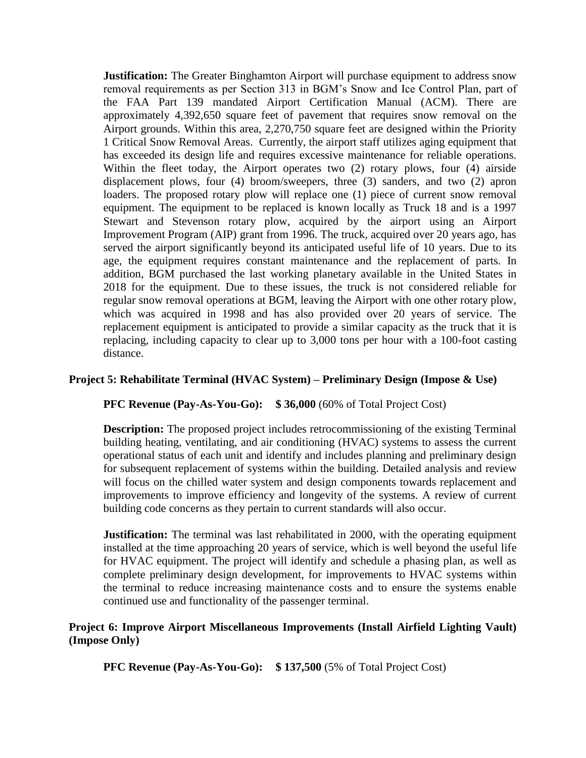**Justification:** The Greater Binghamton Airport will purchase equipment to address snow removal requirements as per Section 313 in BGM's Snow and Ice Control Plan, part of the FAA Part 139 mandated Airport Certification Manual (ACM). There are approximately 4,392,650 square feet of pavement that requires snow removal on the Airport grounds. Within this area, 2,270,750 square feet are designed within the Priority 1 Critical Snow Removal Areas. Currently, the airport staff utilizes aging equipment that has exceeded its design life and requires excessive maintenance for reliable operations. Within the fleet today, the Airport operates two (2) rotary plows, four (4) airside displacement plows, four (4) broom/sweepers, three (3) sanders, and two (2) apron loaders. The proposed rotary plow will replace one (1) piece of current snow removal equipment. The equipment to be replaced is known locally as Truck 18 and is a 1997 Stewart and Stevenson rotary plow, acquired by the airport using an Airport Improvement Program (AIP) grant from 1996. The truck, acquired over 20 years ago, has served the airport significantly beyond its anticipated useful life of 10 years. Due to its age, the equipment requires constant maintenance and the replacement of parts. In addition, BGM purchased the last working planetary available in the United States in 2018 for the equipment. Due to these issues, the truck is not considered reliable for regular snow removal operations at BGM, leaving the Airport with one other rotary plow, which was acquired in 1998 and has also provided over 20 years of service. The replacement equipment is anticipated to provide a similar capacity as the truck that it is replacing, including capacity to clear up to 3,000 tons per hour with a 100-foot casting distance.

**Project 5: Rehabilitate Terminal (HVAC System) – Preliminary Design (Impose & Use)**

**PFC Revenue (Pay-As-You-Go): $ 36,000** (60% of Total Project Cost)

**Description:** The proposed project includes retrocommissioning of the existing Terminal building heating, ventilating, and air conditioning (HVAC) systems to assess the current operational status of each unit and identify and includes planning and preliminary design for subsequent replacement of systems within the building. Detailed analysis and review will focus on the chilled water system and design components towards replacement and improvements to improve efficiency and longevity of the systems. A review of current building code concerns as they pertain to current standards will also occur.

**Justification:** The terminal was last rehabilitated in 2000, with the operating equipment installed at the time approaching 20 years of service, which is well beyond the useful life for HVAC equipment. The project will identify and schedule a phasing plan, as well as complete preliminary design development, for improvements to HVAC systems within the terminal to reduce increasing maintenance costs and to ensure the systems enable continued use and functionality of the passenger terminal.

**Project 6: Improve Airport Miscellaneous Improvements (Install Airfield Lighting Vault) (Impose Only)**

**PFC Revenue (Pay-As-You-Go): $ 137,500** (5% of Total Project Cost)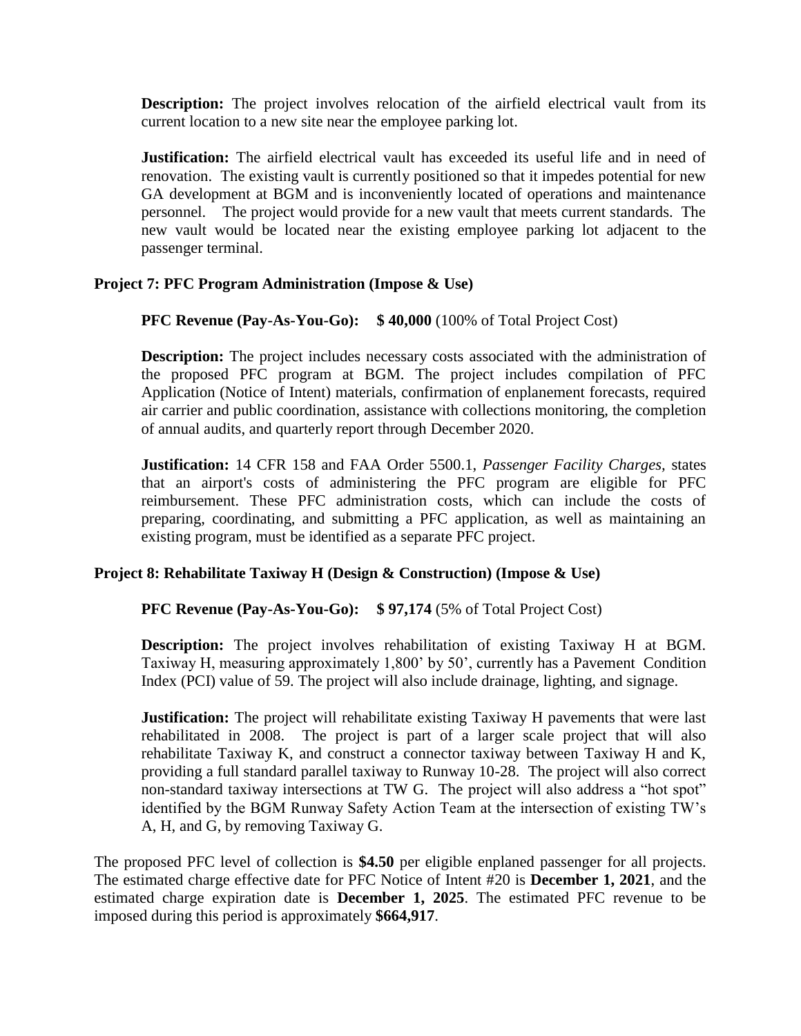**Description:** The project involves relocation of the airfield electrical vault from its current location to a new site near the employee parking lot.

**Justification:** The airfield electrical vault has exceeded its useful life and in need of renovation. The existing vault is currently positioned so that it impedes potential for new GA development at BGM and is inconveniently located of operations and maintenance personnel. The project would provide for a new vault that meets current standards. The new vault would be located near the existing employee parking lot adjacent to the passenger terminal.

### Project 7: PFC Program Administration (Impose & Use)

**PFC Revenue (Pay-As-You-Go): $ 40,000** (100% of Total Project Cost)

**Description:** The project includes necessary costs associated with the administration of the proposed PFC program at BGM. The project includes compilation of PFC Application (Notice of Intent) materials, confirmation of enplanement forecasts, required air carrier and public coordination, assistance with collections monitoring, the completion of annual audits, and quarterly report through December 2020.

**Justification:** 14 CFR 158 and FAA Order 5500.1, *Passenger Facility Charges*, states that an airport's costs of administering the PFC program are eligible for PFC reimbursement. These PFC administration costs, which can include the costs of preparing, coordinating, and submitting a PFC application, as well as maintaining an existing program, must be identified as a separate PFC project.

### Project 8: Rehabilitate Taxiway H (Design & Construction) (Impose & Use)

**PFC Revenue (Pay-As-You-Go): $ 97,174** (5% of Total Project Cost)

**Description:** The project involves rehabilitation of existing Taxiway H at BGM. Taxiway H, measuring approximately 1,800' by 50', currently has a Pavement Condition Index (PCI) value of 59. The project will also include drainage, lighting, and signage.

**Justification:** The project will rehabilitate existing Taxiway H pavements that were last rehabilitated in 2008. The project is part of a larger scale project that will also rehabilitate Taxiway K, and construct a connector taxiway between Taxiway H and K, providing a full standard parallel taxiway to Runway 10-28. The project will also correct non-standard taxiway intersections at TW G. The project will also address a "hot spot" identified by the BGM Runway Safety Action Team at the intersection of existing TW's A, H, and G, by removing Taxiway G.

The proposed PFC level of collection is **$4.50** per eligible enplaned passenger for all projects. The estimated charge effective date for PFC Notice of Intent #20 is **December 1, 2021**, and the estimated charge expiration date is **December 1, 2025**. The estimated PFC revenue to be imposed during this period is approximately **$664,917**.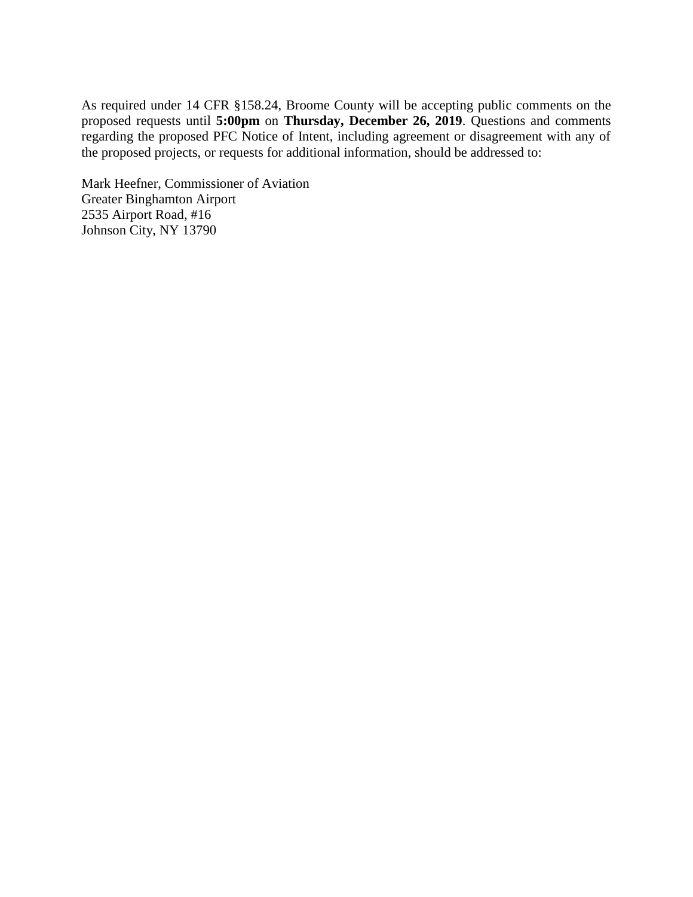As required under 14 CFR §158.24, Broome County will be accepting public comments on the proposed requests until **5:00pm** on **Thursday, December 26, 2019**. Questions and comments regarding the proposed PFC Notice of Intent, including agreement or disagreement with any of the proposed projects, or requests for additional information, should be addressed to:

Mark Heefner, Commissioner of Aviation
Greater Binghamton Airport
2535 Airport Road, #16
Johnson City, NY 13790